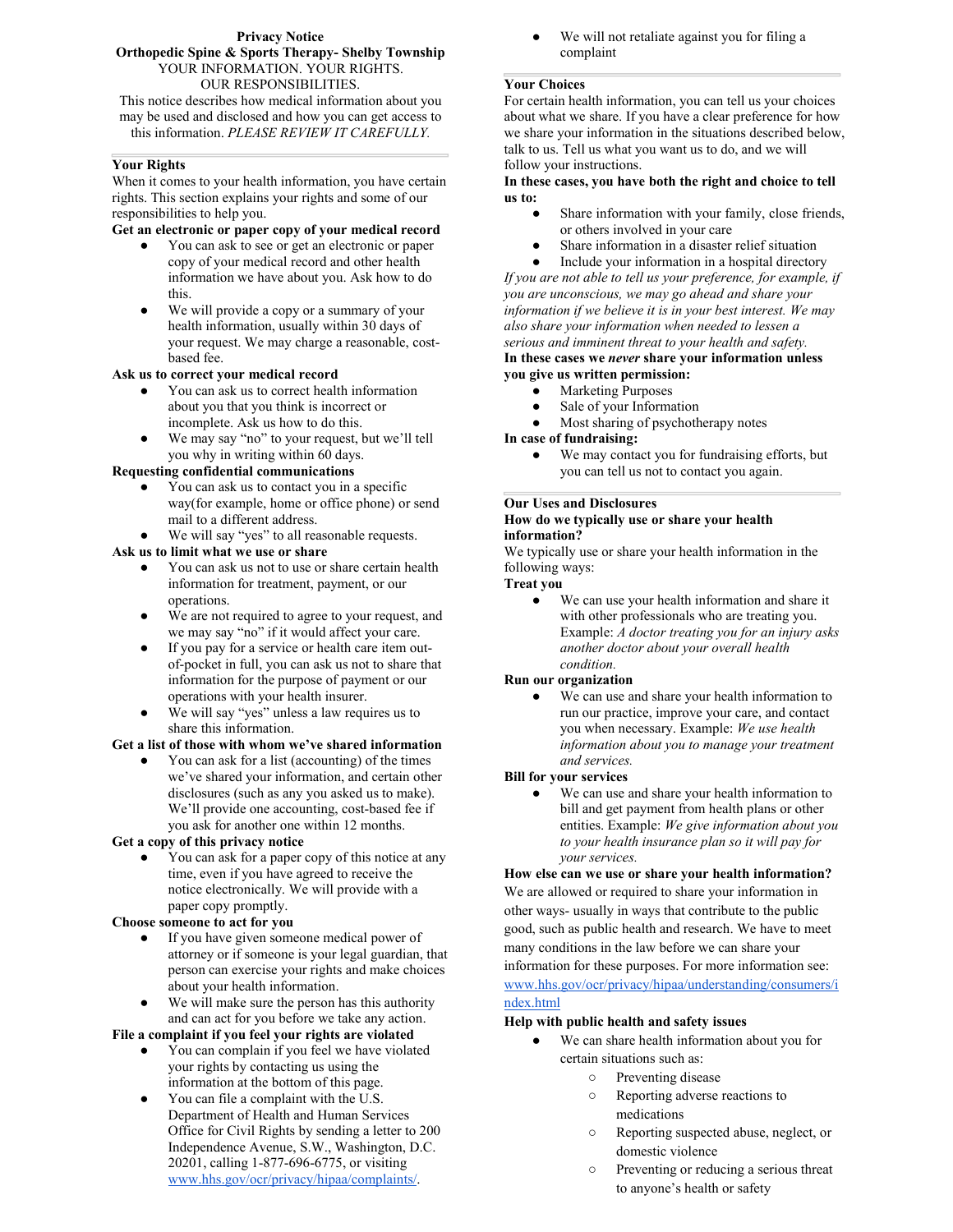**Privacy Notice**

**Orthopedic Spine & Sports Therapy- Shelby Township**

YOUR INFORMATION. YOUR RIGHTS.

OUR RESPONSIBILITIES.

This notice describes how medical information about you may be used and disclosed and how you can get access to this information. *PLEASE REVIEW IT CAREFULLY.*

## Your Rights

When it comes to your health information, you have certain rights. This section explains your rights and some of our responsibilities to help you.

**Get an electronic or paper copy of your medical record**

- You can ask to see or get an electronic or paper copy of your medical record and other health information we have about you. Ask how to do this.
- We will provide a copy or a summary of your health information, usually within 30 days of your request. We may charge a reasonable, cost-based fee.

**Ask us to correct your medical record**

- You can ask us to correct health information about you that you think is incorrect or incomplete. Ask us how to do this.
- We may say "no" to your request, but we'll tell you why in writing within 60 days.

**Requesting confidential communications**

- You can ask us to contact you in a specific way(for example, home or office phone) or send mail to a different address.
- We will say "yes" to all reasonable requests.

**Ask us to limit what we use or share**

- You can ask us not to use or share certain health information for treatment, payment, or our operations.
- We are not required to agree to your request, and we may say "no" if it would affect your care.
- If you pay for a service or health care item out-of-pocket in full, you can ask us not to share that information for the purpose of payment or our operations with your health insurer.
- We will say "yes" unless a law requires us to share this information.

**Get a list of those with whom we've shared information**

- You can ask for a list (accounting) of the times we've shared your information, and certain other disclosures (such as any you asked us to make). We'll provide one accounting, cost-based fee if you ask for another one within 12 months.

**Get a copy of this privacy notice**

- You can ask for a paper copy of this notice at any time, even if you have agreed to receive the notice electronically. We will provide with a paper copy promptly.

**Choose someone to act for you**

- If you have given someone medical power of attorney or if someone is your legal guardian, that person can exercise your rights and make choices about your health information.
- We will make sure the person has this authority and can act for you before we take any action.

**File a complaint if you feel your rights are violated**

- You can complain if you feel we have violated your rights by contacting us using the information at the bottom of this page.
- You can file a complaint with the U.S. Department of Health and Human Services Office for Civil Rights by sending a letter to 200 Independence Avenue, S.W., Washington, D.C. 20201, calling 1-877-696-6775, or visiting www.hhs.gov/ocr/privacy/hipaa/complaints/.
- We will not retaliate against you for filing a complaint

## Your Choices

For certain health information, you can tell us your choices about what we share. If you have a clear preference for how we share your information in the situations described below, talk to us. Tell us what you want us to do, and we will follow your instructions.

**In these cases, you have both the right and choice to tell us to:**

- Share information with your family, close friends, or others involved in your care
- Share information in a disaster relief situation
- Include your information in a hospital directory

*If you are not able to tell us your preference, for example, if you are unconscious, we may go ahead and share your information if we believe it is in your best interest. We may also share your information when needed to lessen a serious and imminent threat to your health and safety.*

**In these cases we *never* share your information unless you give us written permission:**

- Marketing Purposes
- Sale of your Information
- Most sharing of psychotherapy notes

**In case of fundraising:**

- We may contact you for fundraising efforts, but you can tell us not to contact you again.

## Our Uses and Disclosures

**How do we typically use or share your health information?**

We typically use or share your health information in the following ways:

**Treat you**

- We can use your health information and share it with other professionals who are treating you. Example: *A doctor treating you for an injury asks another doctor about your overall health condition.*

**Run our organization**

- We can use and share your health information to run our practice, improve your care, and contact you when necessary. Example: *We use health information about you to manage your treatment and services.*

**Bill for your services**

- We can use and share your health information to bill and get payment from health plans or other entities. Example: *We give information about you to your health insurance plan so it will pay for your services.*

**How else can we use or share your health information?**

We are allowed or required to share your information in other ways- usually in ways that contribute to the public good, such as public health and research. We have to meet many conditions in the law before we can share your information for these purposes. For more information see: www.hhs.gov/ocr/privacy/hipaa/understanding/consumers/index.html

**Help with public health and safety issues**

- We can share health information about you for certain situations such as:
  - Preventing disease
  - Reporting adverse reactions to medications
  - Reporting suspected abuse, neglect, or domestic violence
  - Preventing or reducing a serious threat to anyone's health or safety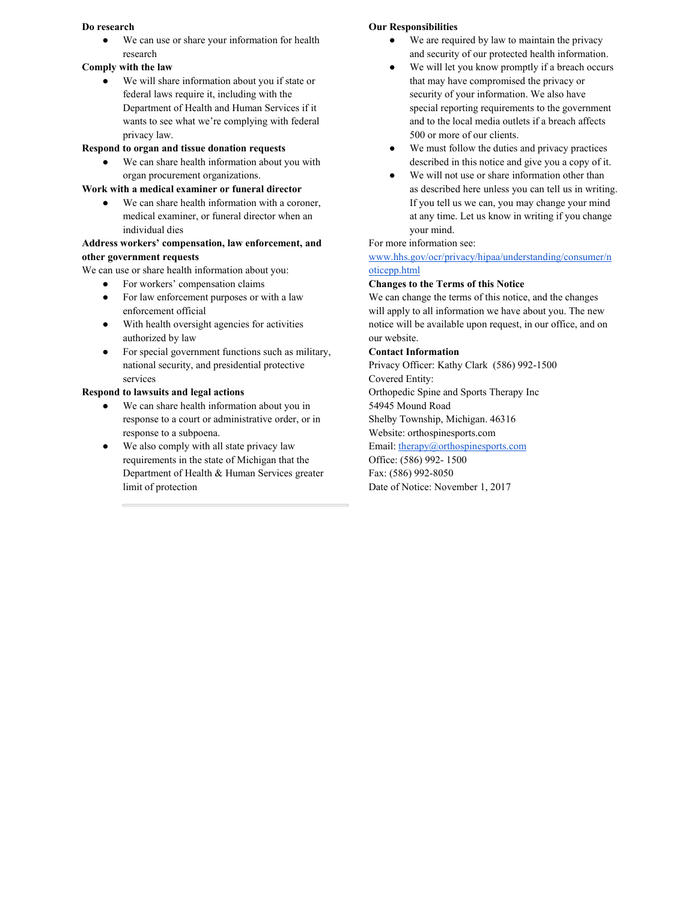**Do research**

- We can use or share your information for health research

**Comply with the law**

- We will share information about you if state or federal laws require it, including with the Department of Health and Human Services if it wants to see what we're complying with federal privacy law.

**Respond to organ and tissue donation requests**

- We can share health information about you with organ procurement organizations.

**Work with a medical examiner or funeral director**

- We can share health information with a coroner, medical examiner, or funeral director when an individual dies

**Address workers' compensation, law enforcement, and other government requests**

We can use or share health information about you:

- For workers' compensation claims
- For law enforcement purposes or with a law enforcement official
- With health oversight agencies for activities authorized by law
- For special government functions such as military, national security, and presidential protective services

**Respond to lawsuits and legal actions**

- We can share health information about you in response to a court or administrative order, or in response to a subpoena.
- We also comply with all state privacy law requirements in the state of Michigan that the Department of Health & Human Services greater limit of protection

**Our Responsibilities**

- We are required by law to maintain the privacy and security of our protected health information.
- We will let you know promptly if a breach occurs that may have compromised the privacy or security of your information. We also have special reporting requirements to the government and to the local media outlets if a breach affects 500 or more of our clients.
- We must follow the duties and privacy practices described in this notice and give you a copy of it.
- We will not use or share information other than as described here unless you can tell us in writing. If you tell us we can, you may change your mind at any time. Let us know in writing if you change your mind.

For more information see:
www.hhs.gov/ocr/privacy/hipaa/understanding/consumer/noticepp.html

**Changes to the Terms of this Notice**

We can change the terms of this notice, and the changes will apply to all information we have about you. The new notice will be available upon request, in our office, and on our website.

**Contact Information**

Privacy Officer: Kathy Clark (586) 992-1500
Covered Entity:
Orthopedic Spine and Sports Therapy Inc
54945 Mound Road
Shelby Township, Michigan. 46316
Website: orthospinesports.com
Email: therapy@orthospinesports.com
Office: (586) 992- 1500
Fax: (586) 992-8050
Date of Notice: November 1, 2017